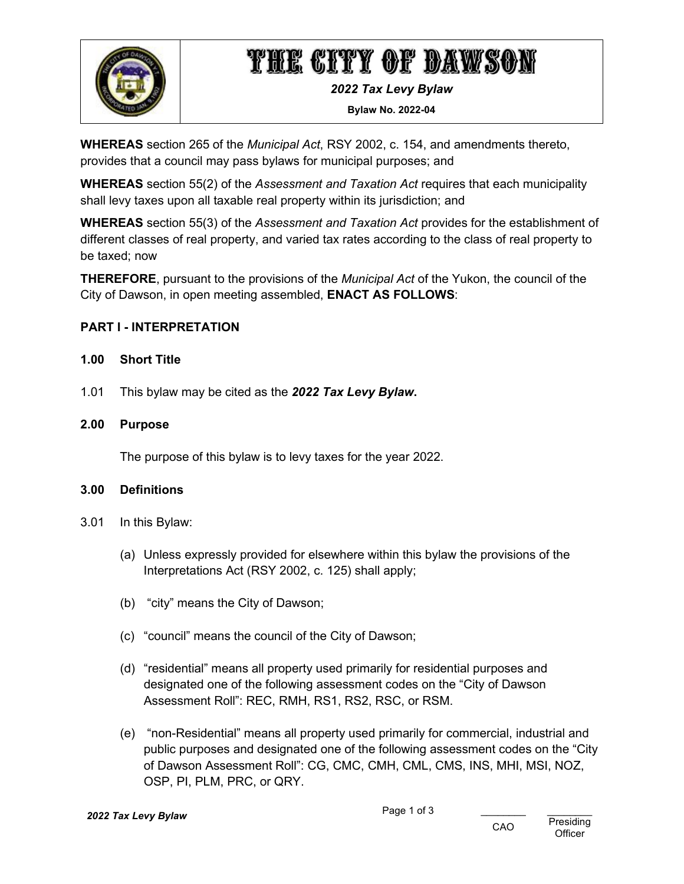# THE CITY OF DAWSON

***2022 Tax Levy Bylaw***

**Bylaw No. 2022-04**

**WHEREAS** section 265 of the *Municipal Act*, RSY 2002, c. 154, and amendments thereto, provides that a council may pass bylaws for municipal purposes; and

**WHEREAS** section 55(2) of the *Assessment and Taxation Act* requires that each municipality shall levy taxes upon all taxable real property within its jurisdiction; and

**WHEREAS** section 55(3) of the *Assessment and Taxation Act* provides for the establishment of different classes of real property, and varied tax rates according to the class of real property to be taxed; now

**THEREFORE**, pursuant to the provisions of the *Municipal Act* of the Yukon, the council of the City of Dawson, in open meeting assembled, **ENACT AS FOLLOWS**:

## PART I - INTERPRETATION

### 1.00 Short Title

1.01 This bylaw may be cited as the ***2022 Tax Levy Bylaw*.**

### 2.00 Purpose

The purpose of this bylaw is to levy taxes for the year 2022.

### 3.00 Definitions

3.01 In this Bylaw:

(a) Unless expressly provided for elsewhere within this bylaw the provisions of the Interpretations Act (RSY 2002, c. 125) shall apply;

(b) “city” means the City of Dawson;

(c) “council” means the council of the City of Dawson;

(d) “residential” means all property used primarily for residential purposes and designated one of the following assessment codes on the “City of Dawson Assessment Roll”: REC, RMH, RS1, RS2, RSC, or RSM.

(e) “non-Residential” means all property used primarily for commercial, industrial and public purposes and designated one of the following assessment codes on the “City of Dawson Assessment Roll”: CG, CMC, CMH, CML, CMS, INS, MHI, MSI, NOZ, OSP, PI, PLM, PRC, or QRY.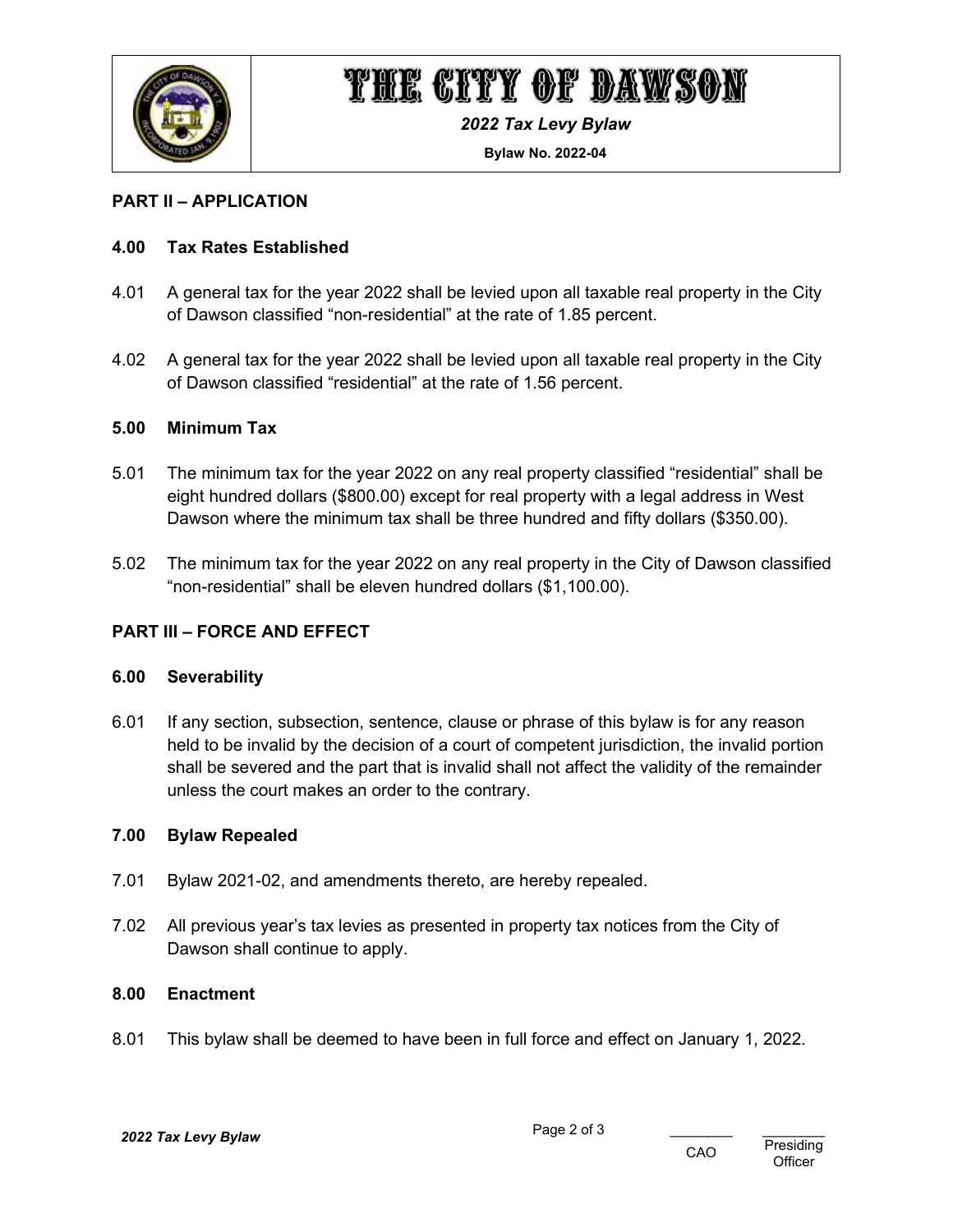## PART II – APPLICATION

### 4.00 Tax Rates Established

4.01 A general tax for the year 2022 shall be levied upon all taxable real property in the City of Dawson classified "non-residential" at the rate of 1.85 percent.

4.02 A general tax for the year 2022 shall be levied upon all taxable real property in the City of Dawson classified "residential" at the rate of 1.56 percent.

### 5.00 Minimum Tax

5.01 The minimum tax for the year 2022 on any real property classified "residential" shall be eight hundred dollars ($800.00) except for real property with a legal address in West Dawson where the minimum tax shall be three hundred and fifty dollars ($350.00).

5.02 The minimum tax for the year 2022 on any real property in the City of Dawson classified "non-residential" shall be eleven hundred dollars ($1,100.00).

## PART III – FORCE AND EFFECT

### 6.00 Severability

6.01 If any section, subsection, sentence, clause or phrase of this bylaw is for any reason held to be invalid by the decision of a court of competent jurisdiction, the invalid portion shall be severed and the part that is invalid shall not affect the validity of the remainder unless the court makes an order to the contrary.

### 7.00 Bylaw Repealed

7.01 Bylaw 2021-02, and amendments thereto, are hereby repealed.

7.02 All previous year's tax levies as presented in property tax notices from the City of Dawson shall continue to apply.

### 8.00 Enactment

8.01 This bylaw shall be deemed to have been in full force and effect on January 1, 2022.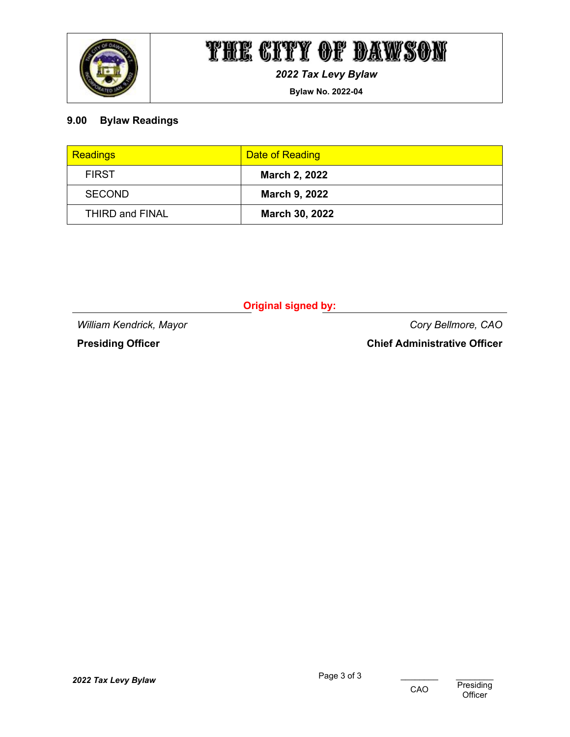## 9.00 Bylaw Readings

| Readings | Date of Reading |
|---|---|
| FIRST | **March 2, 2022** |
| SECOND | **March 9, 2022** |
| THIRD and FINAL | **March 30, 2022** |

**Original signed by:**

*William Kendrick, Mayor*

**Presiding Officer**

*Cory Bellmore, CAO*

**Chief Administrative Officer**